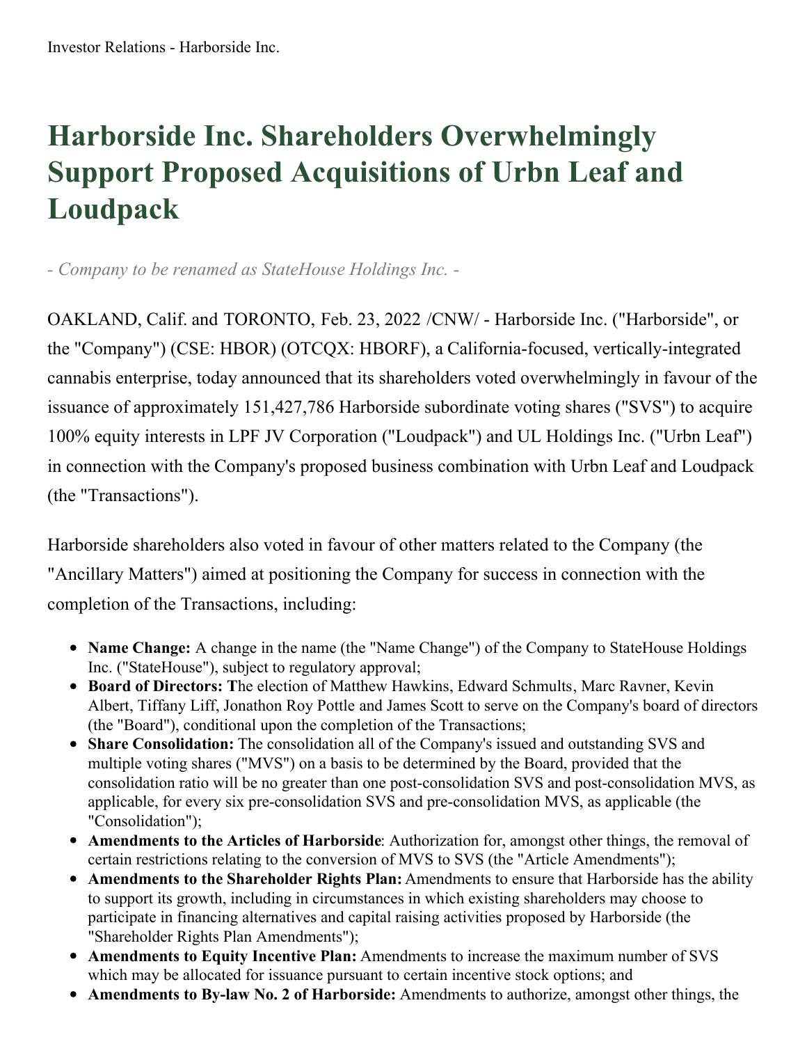# Harborside Inc. Shareholders Overwhelmingly Support Proposed Acquisitions of Urbn Leaf and Loudpack

*- Company to be renamed as StateHouse Holdings Inc. -*

OAKLAND, Calif. and TORONTO, Feb. 23, 2022 /CNW/ - Harborside Inc. ("Harborside", or the "Company") (CSE: HBOR) (OTCQX: HBORF), a California-focused, vertically-integrated cannabis enterprise, today announced that its shareholders voted overwhelmingly in favour of the issuance of approximately 151,427,786 Harborside subordinate voting shares ("SVS") to acquire 100% equity interests in LPF JV Corporation ("Loudpack") and UL Holdings Inc. ("Urbn Leaf") in connection with the Company's proposed business combination with Urbn Leaf and Loudpack (the "Transactions").

Harborside shareholders also voted in favour of other matters related to the Company (the "Ancillary Matters") aimed at positioning the Company for success in connection with the completion of the Transactions, including:

- **Name Change:** A change in the name (the "Name Change") of the Company to StateHouse Holdings Inc. ("StateHouse"), subject to regulatory approval;
- **Board of Directors: T**he election of Matthew Hawkins, Edward Schmults, Marc Ravner, Kevin Albert, Tiffany Liff, Jonathon Roy Pottle and James Scott to serve on the Company's board of directors (the "Board"), conditional upon the completion of the Transactions;
- **Share Consolidation:** The consolidation all of the Company's issued and outstanding SVS and multiple voting shares ("MVS") on a basis to be determined by the Board, provided that the consolidation ratio will be no greater than one post-consolidation SVS and post-consolidation MVS, as applicable, for every six pre-consolidation SVS and pre-consolidation MVS, as applicable (the "Consolidation");
- **Amendments to the Articles of Harborside**: Authorization for, amongst other things, the removal of certain restrictions relating to the conversion of MVS to SVS (the "Article Amendments");
- **Amendments to the Shareholder Rights Plan:** Amendments to ensure that Harborside has the ability to support its growth, including in circumstances in which existing shareholders may choose to participate in financing alternatives and capital raising activities proposed by Harborside (the "Shareholder Rights Plan Amendments");
- **Amendments to Equity Incentive Plan:** Amendments to increase the maximum number of SVS which may be allocated for issuance pursuant to certain incentive stock options; and
- **Amendments to By-law No. 2 of Harborside:** Amendments to authorize, amongst other things, the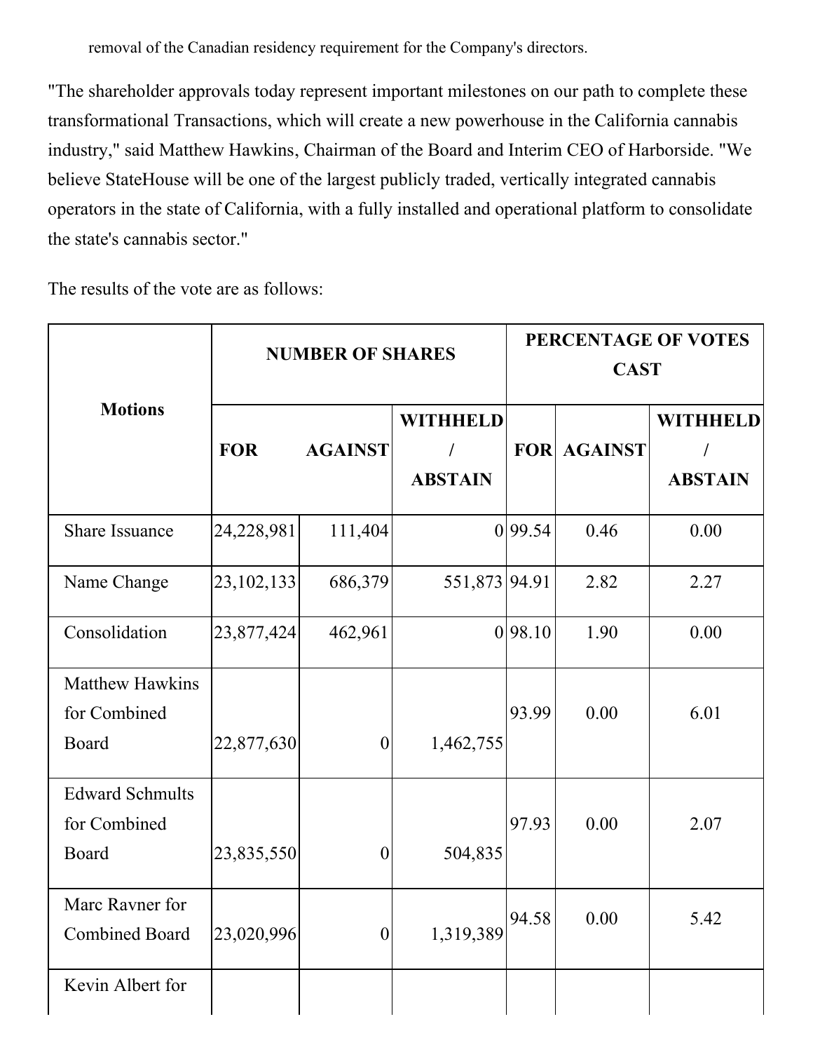removal of the Canadian residency requirement for the Company's directors.

"The shareholder approvals today represent important milestones on our path to complete these transformational Transactions, which will create a new powerhouse in the California cannabis industry," said Matthew Hawkins, Chairman of the Board and Interim CEO of Harborside. "We believe StateHouse will be one of the largest publicly traded, vertically integrated cannabis operators in the state of California, with a fully installed and operational platform to consolidate the state's cannabis sector."

The results of the vote are as follows:

| Motions | NUMBER OF SHARES | | | PERCENTAGE OF VOTES CAST | | |
|---|---|---|---|---|---|---|
| | FOR | AGAINST | WITHHELD / ABSTAIN | FOR | AGAINST | WITHHELD / ABSTAIN |
| Share Issuance | 24,228,981 | 111,404 | 0 | 99.54 | 0.46 | 0.00 |
| Name Change | 23,102,133 | 686,379 | 551,873 | 94.91 | 2.82 | 2.27 |
| Consolidation | 23,877,424 | 462,961 | 0 | 98.10 | 1.90 | 0.00 |
| Matthew Hawkins for Combined Board | 22,877,630 | 0 | 1,462,755 | 93.99 | 0.00 | 6.01 |
| Edward Schmults for Combined Board | 23,835,550 | 0 | 504,835 | 97.93 | 0.00 | 2.07 |
| Marc Ravner for Combined Board | 23,020,996 | 0 | 1,319,389 | 94.58 | 0.00 | 5.42 |
| Kevin Albert for | | | | | | |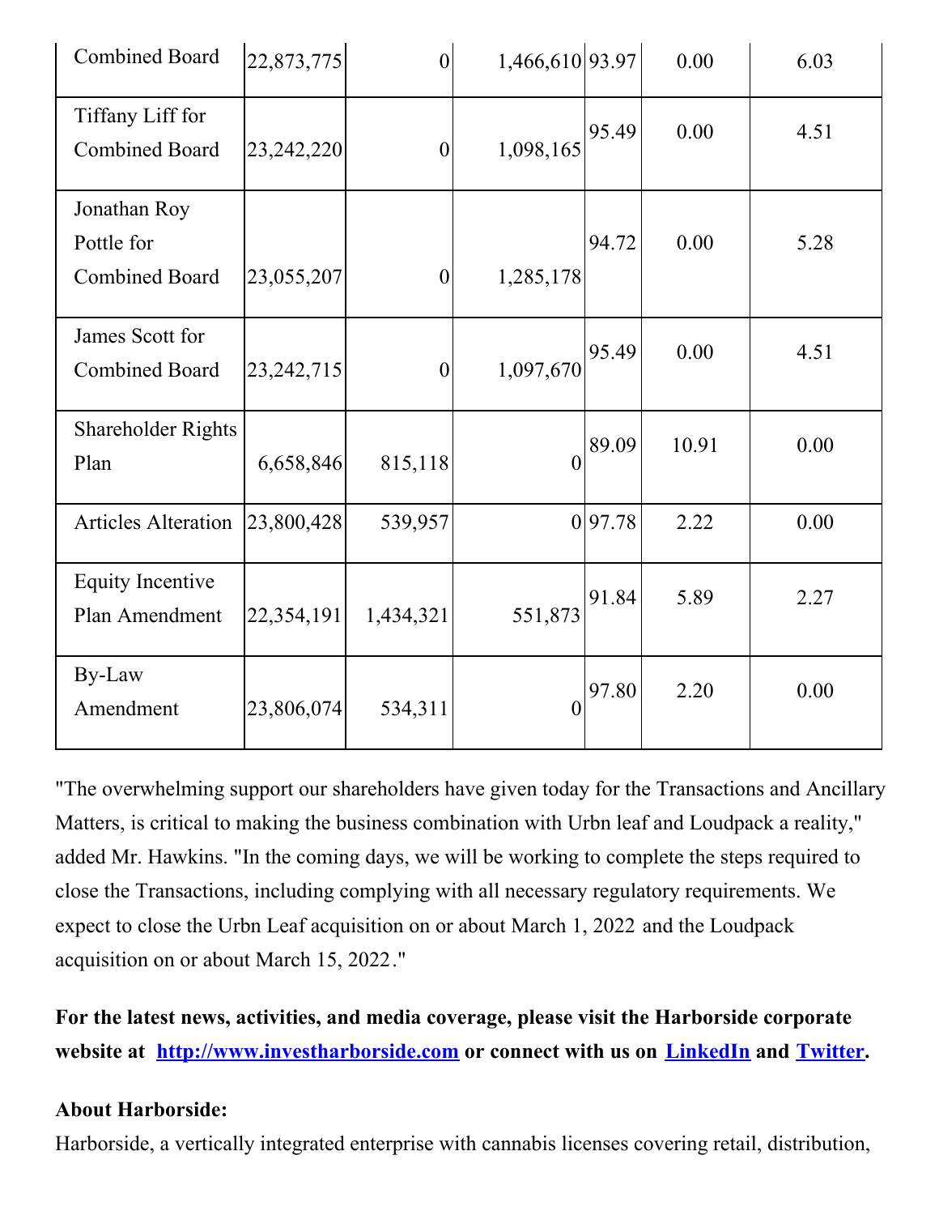| Combined Board | 22,873,775 | 0 | 1,466,610 | 93.97 | 0.00 | 6.03 |
|---|---|---|---|---|---|---|
| Tiffany Liff for Combined Board | 23,242,220 | 0 | 1,098,165 | 95.49 | 0.00 | 4.51 |
| Jonathan Roy Pottle for Combined Board | 23,055,207 | 0 | 1,285,178 | 94.72 | 0.00 | 5.28 |
| James Scott for Combined Board | 23,242,715 | 0 | 1,097,670 | 95.49 | 0.00 | 4.51 |
| Shareholder Rights Plan | 6,658,846 | 815,118 | 0 | 89.09 | 10.91 | 0.00 |
| Articles Alteration | 23,800,428 | 539,957 | 0 | 97.78 | 2.22 | 0.00 |
| Equity Incentive Plan Amendment | 22,354,191 | 1,434,321 | 551,873 | 91.84 | 5.89 | 2.27 |
| By-Law Amendment | 23,806,074 | 534,311 | 0 | 97.80 | 2.20 | 0.00 |

"The overwhelming support our shareholders have given today for the Transactions and Ancillary Matters, is critical to making the business combination with Urbn leaf and Loudpack a reality," added Mr. Hawkins. "In the coming days, we will be working to complete the steps required to close the Transactions, including complying with all necessary regulatory requirements. We expect to close the Urbn Leaf acquisition on or about March 1, 2022 and the Loudpack acquisition on or about March 15, 2022."

**For the latest news, activities, and media coverage, please visit the Harborside corporate website at [http://www.investharborside.com](http://www.investharborside.com) or connect with us on [LinkedIn]() and [Twitter]().**

**About Harborside:**

Harborside, a vertically integrated enterprise with cannabis licenses covering retail, distribution,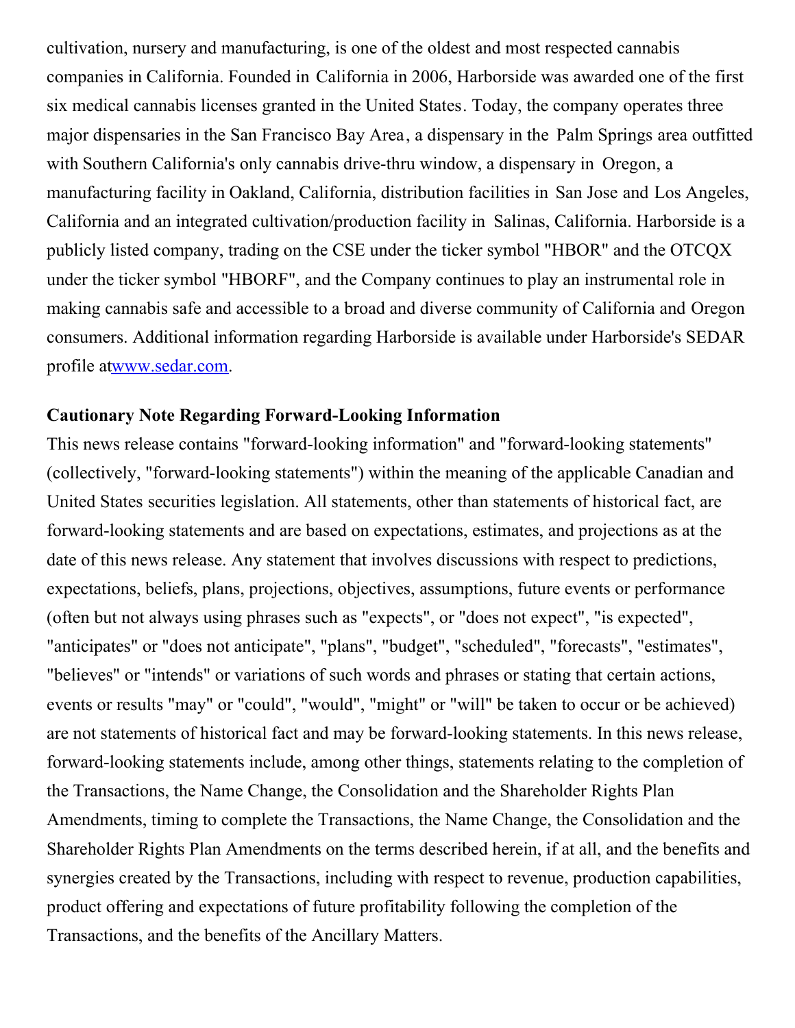cultivation, nursery and manufacturing, is one of the oldest and most respected cannabis companies in California. Founded in California in 2006, Harborside was awarded one of the first six medical cannabis licenses granted in the United States. Today, the company operates three major dispensaries in the San Francisco Bay Area, a dispensary in the Palm Springs area outfitted with Southern California's only cannabis drive-thru window, a dispensary in Oregon, a manufacturing facility in Oakland, California, distribution facilities in San Jose and Los Angeles, California and an integrated cultivation/production facility in Salinas, California. Harborside is a publicly listed company, trading on the CSE under the ticker symbol "HBOR" and the OTCQX under the ticker symbol "HBORF", and the Company continues to play an instrumental role in making cannabis safe and accessible to a broad and diverse community of California and Oregon consumers. Additional information regarding Harborside is available under Harborside's SEDAR profile at[www.sedar.com](http://www.sedar.com).

**Cautionary Note Regarding Forward-Looking Information**

This news release contains "forward-looking information" and "forward-looking statements" (collectively, "forward-looking statements") within the meaning of the applicable Canadian and United States securities legislation. All statements, other than statements of historical fact, are forward-looking statements and are based on expectations, estimates, and projections as at the date of this news release. Any statement that involves discussions with respect to predictions, expectations, beliefs, plans, projections, objectives, assumptions, future events or performance (often but not always using phrases such as "expects", or "does not expect", "is expected", "anticipates" or "does not anticipate", "plans", "budget", "scheduled", "forecasts", "estimates", "believes" or "intends" or variations of such words and phrases or stating that certain actions, events or results "may" or "could", "would", "might" or "will" be taken to occur or be achieved) are not statements of historical fact and may be forward-looking statements. In this news release, forward-looking statements include, among other things, statements relating to the completion of the Transactions, the Name Change, the Consolidation and the Shareholder Rights Plan Amendments, timing to complete the Transactions, the Name Change, the Consolidation and the Shareholder Rights Plan Amendments on the terms described herein, if at all, and the benefits and synergies created by the Transactions, including with respect to revenue, production capabilities, product offering and expectations of future profitability following the completion of the Transactions, and the benefits of the Ancillary Matters.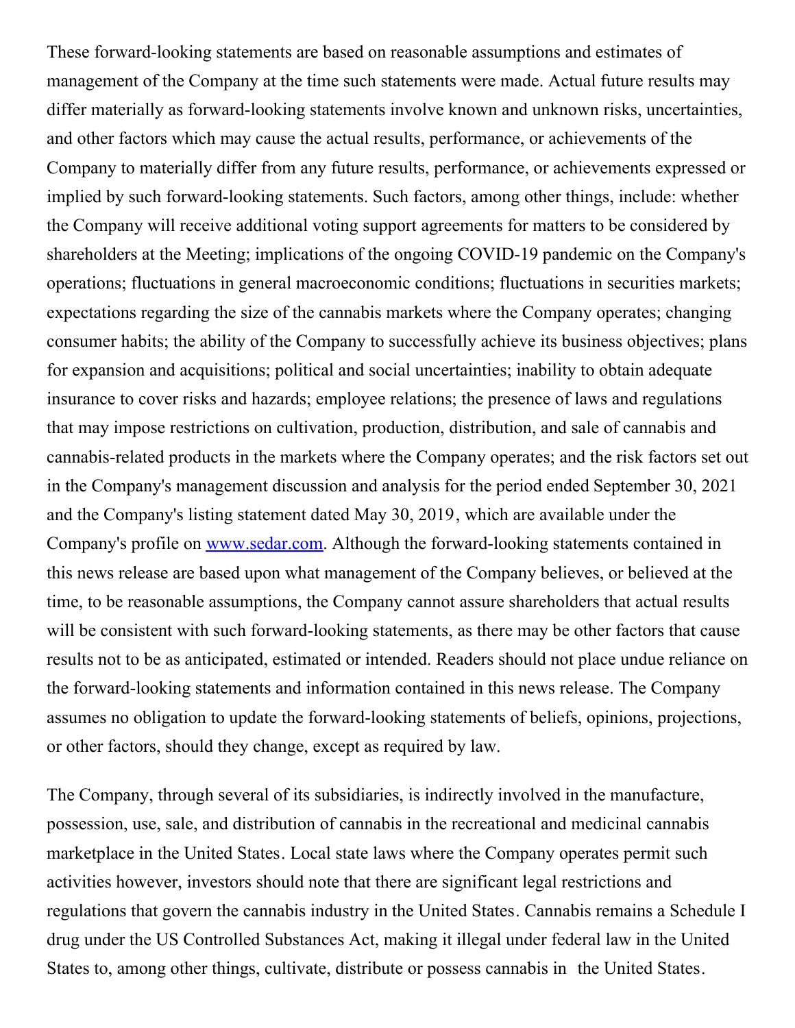These forward-looking statements are based on reasonable assumptions and estimates of management of the Company at the time such statements were made. Actual future results may differ materially as forward-looking statements involve known and unknown risks, uncertainties, and other factors which may cause the actual results, performance, or achievements of the Company to materially differ from any future results, performance, or achievements expressed or implied by such forward-looking statements. Such factors, among other things, include: whether the Company will receive additional voting support agreements for matters to be considered by shareholders at the Meeting; implications of the ongoing COVID-19 pandemic on the Company's operations; fluctuations in general macroeconomic conditions; fluctuations in securities markets; expectations regarding the size of the cannabis markets where the Company operates; changing consumer habits; the ability of the Company to successfully achieve its business objectives; plans for expansion and acquisitions; political and social uncertainties; inability to obtain adequate insurance to cover risks and hazards; employee relations; the presence of laws and regulations that may impose restrictions on cultivation, production, distribution, and sale of cannabis and cannabis-related products in the markets where the Company operates; and the risk factors set out in the Company's management discussion and analysis for the period ended September 30, 2021 and the Company's listing statement dated May 30, 2019, which are available under the Company's profile on [www.sedar.com](http://www.sedar.com). Although the forward-looking statements contained in this news release are based upon what management of the Company believes, or believed at the time, to be reasonable assumptions, the Company cannot assure shareholders that actual results will be consistent with such forward-looking statements, as there may be other factors that cause results not to be as anticipated, estimated or intended. Readers should not place undue reliance on the forward-looking statements and information contained in this news release. The Company assumes no obligation to update the forward-looking statements of beliefs, opinions, projections, or other factors, should they change, except as required by law.

The Company, through several of its subsidiaries, is indirectly involved in the manufacture, possession, use, sale, and distribution of cannabis in the recreational and medicinal cannabis marketplace in the United States. Local state laws where the Company operates permit such activities however, investors should note that there are significant legal restrictions and regulations that govern the cannabis industry in the United States. Cannabis remains a Schedule I drug under the US Controlled Substances Act, making it illegal under federal law in the United States to, among other things, cultivate, distribute or possess cannabis in the United States.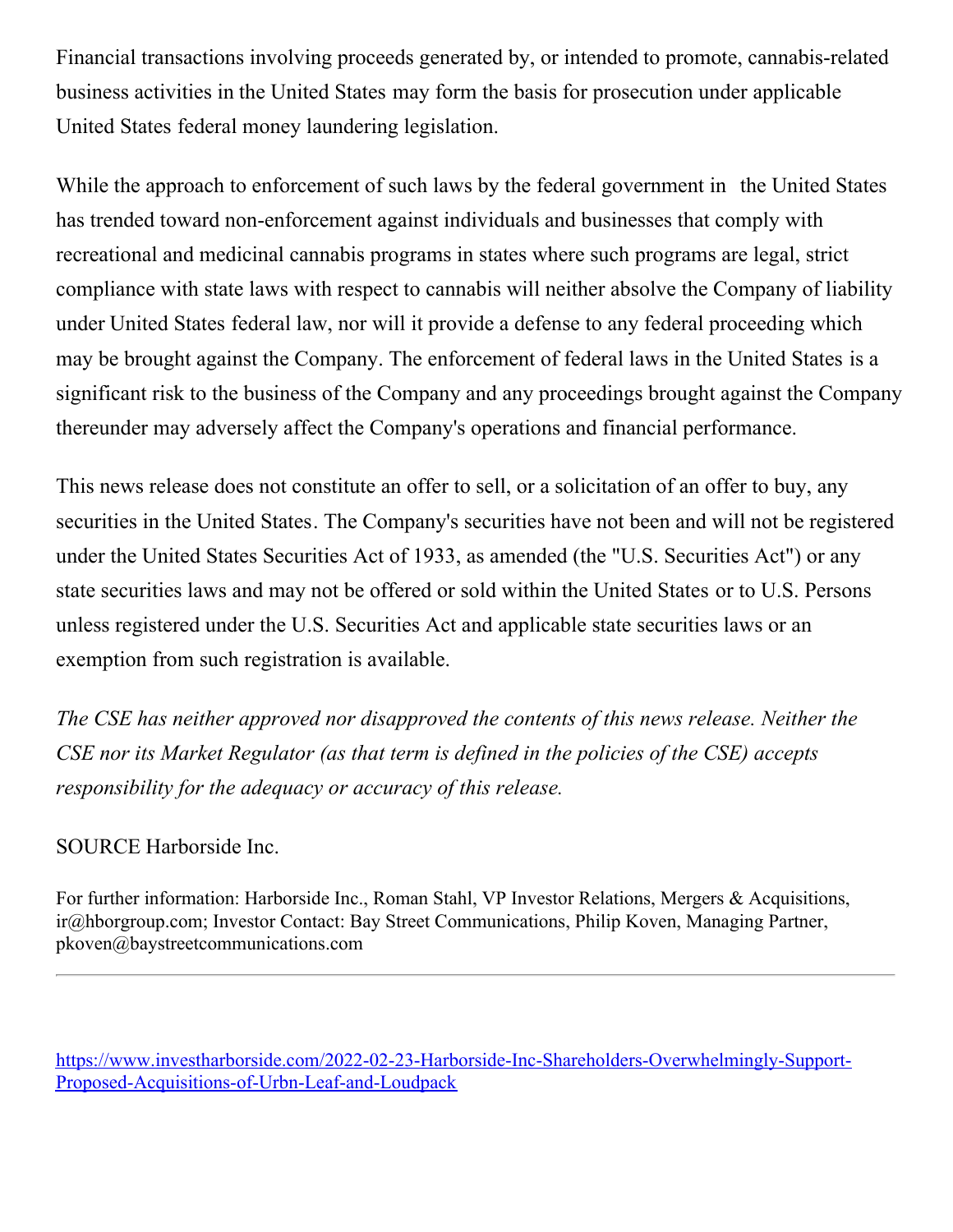Financial transactions involving proceeds generated by, or intended to promote, cannabis-related business activities in the United States may form the basis for prosecution under applicable United States federal money laundering legislation.

While the approach to enforcement of such laws by the federal government in the United States has trended toward non-enforcement against individuals and businesses that comply with recreational and medicinal cannabis programs in states where such programs are legal, strict compliance with state laws with respect to cannabis will neither absolve the Company of liability under United States federal law, nor will it provide a defense to any federal proceeding which may be brought against the Company. The enforcement of federal laws in the United States is a significant risk to the business of the Company and any proceedings brought against the Company thereunder may adversely affect the Company's operations and financial performance.

This news release does not constitute an offer to sell, or a solicitation of an offer to buy, any securities in the United States. The Company's securities have not been and will not be registered under the United States Securities Act of 1933, as amended (the "U.S. Securities Act") or any state securities laws and may not be offered or sold within the United States or to U.S. Persons unless registered under the U.S. Securities Act and applicable state securities laws or an exemption from such registration is available.

*The CSE has neither approved nor disapproved the contents of this news release. Neither the CSE nor its Market Regulator (as that term is defined in the policies of the CSE) accepts responsibility for the adequacy or accuracy of this release.*

SOURCE Harborside Inc.

For further information: Harborside Inc., Roman Stahl, VP Investor Relations, Mergers & Acquisitions, ir@hborgroup.com; Investor Contact: Bay Street Communications, Philip Koven, Managing Partner, pkoven@baystreetcommunications.com

---

[https://www.investharborside.com/2022-02-23-Harborside-Inc-Shareholders-Overwhelmingly-Support-Proposed-Acquisitions-of-Urbn-Leaf-and-Loudpack](https://www.investharborside.com/2022-02-23-Harborside-Inc-Shareholders-Overwhelmingly-Support-Proposed-Acquisitions-of-Urbn-Leaf-and-Loudpack)